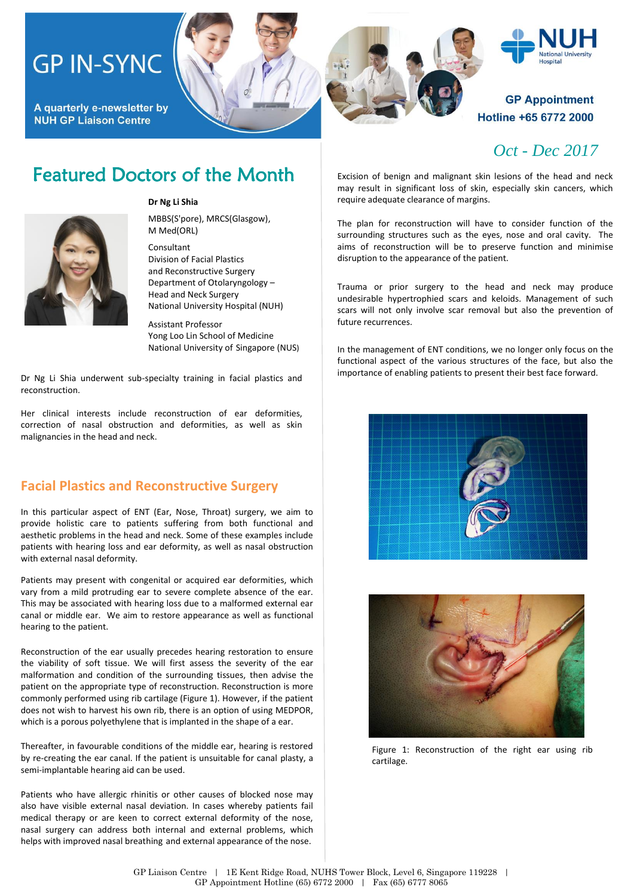# GP IN-SYNC

A quarterly e-newsletter by NUH GP Liaison Centre

**GP Appointment Hotline +65 6772 2000**

*Oct - Dec 2017*

## Featured Doctors of the Month

**Dr Ng Li Shia**

MBBS(S'pore), MRCS(Glasgow), M Med(ORL)

Consultant
Division of Facial Plastics and Reconstructive Surgery
Department of Otolaryngology – Head and Neck Surgery
National University Hospital (NUH)

Assistant Professor
Yong Loo Lin School of Medicine
National University of Singapore (NUS)

Dr Ng Li Shia underwent sub-specialty training in facial plastics and reconstruction.

Her clinical interests include reconstruction of ear deformities, correction of nasal obstruction and deformities, as well as skin malignancies in the head and neck.

## Facial Plastics and Reconstructive Surgery

In this particular aspect of ENT (Ear, Nose, Throat) surgery, we aim to provide holistic care to patients suffering from both functional and aesthetic problems in the head and neck. Some of these examples include patients with hearing loss and ear deformity, as well as nasal obstruction with external nasal deformity.

Patients may present with congenital or acquired ear deformities, which vary from a mild protruding ear to severe complete absence of the ear. This may be associated with hearing loss due to a malformed external ear canal or middle ear. We aim to restore appearance as well as functional hearing to the patient.

Reconstruction of the ear usually precedes hearing restoration to ensure the viability of soft tissue. We will first assess the severity of the ear malformation and condition of the surrounding tissues, then advise the patient on the appropriate type of reconstruction. Reconstruction is more commonly performed using rib cartilage (Figure 1). However, if the patient does not wish to harvest his own rib, there is an option of using MEDPOR, which is a porous polyethylene that is implanted in the shape of a ear.

Thereafter, in favourable conditions of the middle ear, hearing is restored by re-creating the ear canal. If the patient is unsuitable for canal plasty, a semi-implantable hearing aid can be used.

Patients who have allergic rhinitis or other causes of blocked nose may also have visible external nasal deviation. In cases whereby patients fail medical therapy or are keen to correct external deformity of the nose, nasal surgery can address both internal and external problems, which helps with improved nasal breathing and external appearance of the nose.

Excision of benign and malignant skin lesions of the head and neck may result in significant loss of skin, especially skin cancers, which require adequate clearance of margins.

The plan for reconstruction will have to consider function of the surrounding structures such as the eyes, nose and oral cavity. The aims of reconstruction will be to preserve function and minimise disruption to the appearance of the patient.

Trauma or prior surgery to the head and neck may produce undesirable hypertrophied scars and keloids. Management of such scars will not only involve scar removal but also the prevention of future recurrences.

In the management of ENT conditions, we no longer only focus on the functional aspect of the various structures of the face, but also the importance of enabling patients to present their best face forward.

Figure 1: Reconstruction of the right ear using rib cartilage.

GP Liaison Centre | 1E Kent Ridge Road, NUHS Tower Block, Level 6, Singapore 119228 | GP Appointment Hotline (65) 6772 2000 | Fax (65) 6777 8065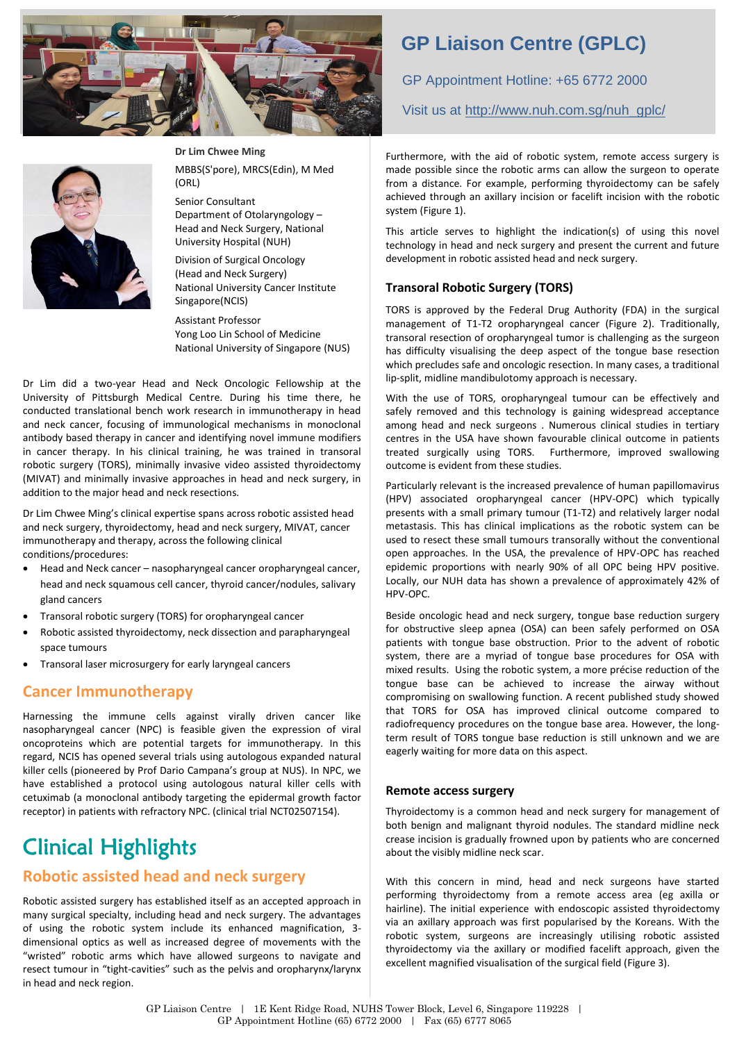## GP Liaison Centre (GPLC)

GP Appointment Hotline: +65 6772 2000

Visit us at http://www.nuh.com.sg/nuh_gplc/

**Dr Lim Chwee Ming**

MBBS(S'pore), MRCS(Edin), M Med (ORL)

Senior Consultant
Department of Otolaryngology – Head and Neck Surgery, National University Hospital (NUH)

Division of Surgical Oncology (Head and Neck Surgery)
National University Cancer Institute Singapore(NCIS)

Assistant Professor
Yong Loo Lin School of Medicine
National University of Singapore (NUS)

Dr Lim did a two-year Head and Neck Oncologic Fellowship at the University of Pittsburgh Medical Centre. During his time there, he conducted translational bench work research in immunotherapy in head and neck cancer, focusing of immunological mechanisms in monoclonal antibody based therapy in cancer and identifying novel immune modifiers in cancer therapy. In his clinical training, he was trained in transoral robotic surgery (TORS), minimally invasive video assisted thyroidectomy (MIVAT) and minimally invasive approaches in head and neck surgery, in addition to the major head and neck resections.

Dr Lim Chwee Ming's clinical expertise spans across robotic assisted head and neck surgery, thyroidectomy, head and neck surgery, MIVAT, cancer immunotherapy and therapy, across the following clinical conditions/procedures:

- Head and Neck cancer – nasopharyngeal cancer oropharyngeal cancer, head and neck squamous cell cancer, thyroid cancer/nodules, salivary gland cancers
- Transoral robotic surgery (TORS) for oropharyngeal cancer
- Robotic assisted thyroidectomy, neck dissection and parapharyngeal space tumours
- Transoral laser microsurgery for early laryngeal cancers

### Cancer Immunotherapy

Harnessing the immune cells against virally driven cancer like nasopharyngeal cancer (NPC) is feasible given the expression of viral oncoproteins which are potential targets for immunotherapy. In this regard, NCIS has opened several trials using autologous expanded natural killer cells (pioneered by Prof Dario Campana's group at NUS). In NPC, we have established a protocol using autologous natural killer cells with cetuximab (a monoclonal antibody targeting the epidermal growth factor receptor) in patients with refractory NPC. (clinical trial NCT02507154).

# Clinical Highlights

## Robotic assisted head and neck surgery

Robotic assisted surgery has established itself as an accepted approach in many surgical specialty, including head and neck surgery. The advantages of using the robotic system include its enhanced magnification, 3-dimensional optics as well as increased degree of movements with the "wristed" robotic arms which have allowed surgeons to navigate and resect tumour in "tight-cavities" such as the pelvis and oropharynx/larynx in head and neck region.

Furthermore, with the aid of robotic system, remote access surgery is made possible since the robotic arms can allow the surgeon to operate from a distance. For example, performing thyroidectomy can be safely achieved through an axillary incision or facelift incision with the robotic system (Figure 1).

This article serves to highlight the indication(s) of using this novel technology in head and neck surgery and present the current and future development in robotic assisted head and neck surgery.

### Transoral Robotic Surgery (TORS)

TORS is approved by the Federal Drug Authority (FDA) in the surgical management of T1-T2 oropharyngeal cancer (Figure 2). Traditionally, transoral resection of oropharyngeal tumor is challenging as the surgeon has difficulty visualising the deep aspect of the tongue base resection which precludes safe and oncologic resection. In many cases, a traditional lip-split, midline mandibulotomy approach is necessary.

With the use of TORS, oropharyngeal tumour can be effectively and safely removed and this technology is gaining widespread acceptance among head and neck surgeons . Numerous clinical studies in tertiary centres in the USA have shown favourable clinical outcome in patients treated surgically using TORS. Furthermore, improved swallowing outcome is evident from these studies.

Particularly relevant is the increased prevalence of human papillomavirus (HPV) associated oropharyngeal cancer (HPV-OPC) which typically presents with a small primary tumour (T1-T2) and relatively larger nodal metastasis. This has clinical implications as the robotic system can be used to resect these small tumours transorally without the conventional open approaches. In the USA, the prevalence of HPV-OPC has reached epidemic proportions with nearly 90% of all OPC being HPV positive. Locally, our NUH data has shown a prevalence of approximately 42% of HPV-OPC.

Beside oncologic head and neck surgery, tongue base reduction surgery for obstructive sleep apnea (OSA) can been safely performed on OSA patients with tongue base obstruction. Prior to the advent of robotic system, there are a myriad of tongue base procedures for OSA with mixed results. Using the robotic system, a more précise reduction of the tongue base can be achieved to increase the airway without compromising on swallowing function. A recent published study showed that TORS for OSA has improved clinical outcome compared to radiofrequency procedures on the tongue base area. However, the long-term result of TORS tongue base reduction is still unknown and we are eagerly waiting for more data on this aspect.

### Remote access surgery

Thyroidectomy is a common head and neck surgery for management of both benign and malignant thyroid nodules. The standard midline neck crease incision is gradually frowned upon by patients who are concerned about the visibly midline neck scar.

With this concern in mind, head and neck surgeons have started performing thyroidectomy from a remote access area (eg axilla or hairline). The initial experience with endoscopic assisted thyroidectomy via an axillary approach was first popularised by the Koreans. With the robotic system, surgeons are increasingly utilising robotic assisted thyroidectomy via the axillary or modified facelift approach, given the excellent magnified visualisation of the surgical field (Figure 3).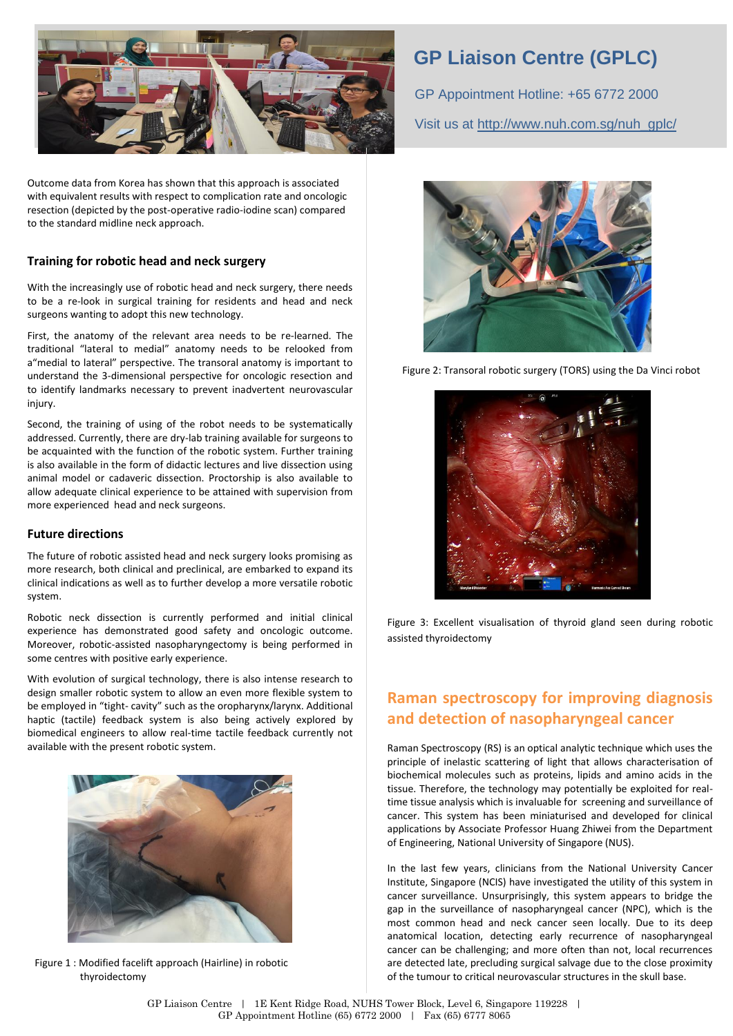# GP Liaison Centre (GPLC)

GP Appointment Hotline: +65 6772 2000

Visit us at http://www.nuh.com.sg/nuh_gplc/

Outcome data from Korea has shown that this approach is associated with equivalent results with respect to complication rate and oncologic resection (depicted by the post-operative radio-iodine scan) compared to the standard midline neck approach.

### Training for robotic head and neck surgery

With the increasingly use of robotic head and neck surgery, there needs to be a re-look in surgical training for residents and head and neck surgeons wanting to adopt this new technology.

First, the anatomy of the relevant area needs to be re-learned. The traditional "lateral to medial" anatomy needs to be relooked from a"medial to lateral" perspective. The transoral anatomy is important to understand the 3-dimensional perspective for oncologic resection and to identify landmarks necessary to prevent inadvertent neurovascular injury.

Second, the training of using of the robot needs to be systematically addressed. Currently, there are dry-lab training available for surgeons to be acquainted with the function of the robotic system. Further training is also available in the form of didactic lectures and live dissection using animal model or cadaveric dissection. Proctorship is also available to allow adequate clinical experience to be attained with supervision from more experienced head and neck surgeons.

### Future directions

The future of robotic assisted head and neck surgery looks promising as more research, both clinical and preclinical, are embarked to expand its clinical indications as well as to further develop a more versatile robotic system.

Robotic neck dissection is currently performed and initial clinical experience has demonstrated good safety and oncologic outcome. Moreover, robotic-assisted nasopharyngectomy is being performed in some centres with positive early experience.

With evolution of surgical technology, there is also intense research to design smaller robotic system to allow an even more flexible system to be employed in "tight- cavity" such as the oropharynx/larynx. Additional haptic (tactile) feedback system is also being actively explored by biomedical engineers to allow real-time tactile feedback currently not available with the present robotic system.

Figure 1 : Modified facelift approach (Hairline) in robotic thyroidectomy

Figure 2: Transoral robotic surgery (TORS) using the Da Vinci robot

Figure 3: Excellent visualisation of thyroid gland seen during robotic assisted thyroidectomy

## Raman spectroscopy for improving diagnosis and detection of nasopharyngeal cancer

Raman Spectroscopy (RS) is an optical analytic technique which uses the principle of inelastic scattering of light that allows characterisation of biochemical molecules such as proteins, lipids and amino acids in the tissue. Therefore, the technology may potentially be exploited for real-time tissue analysis which is invaluable for screening and surveillance of cancer. This system has been miniaturised and developed for clinical applications by Associate Professor Huang Zhiwei from the Department of Engineering, National University of Singapore (NUS).

In the last few years, clinicians from the National University Cancer Institute, Singapore (NCIS) have investigated the utility of this system in cancer surveillance. Unsurprisingly, this system appears to bridge the gap in the surveillance of nasopharyngeal cancer (NPC), which is the most common head and neck cancer seen locally. Due to its deep anatomical location, detecting early recurrence of nasopharyngeal cancer can be challenging; and more often than not, local recurrences are detected late, precluding surgical salvage due to the close proximity of the tumour to critical neurovascular structures in the skull base.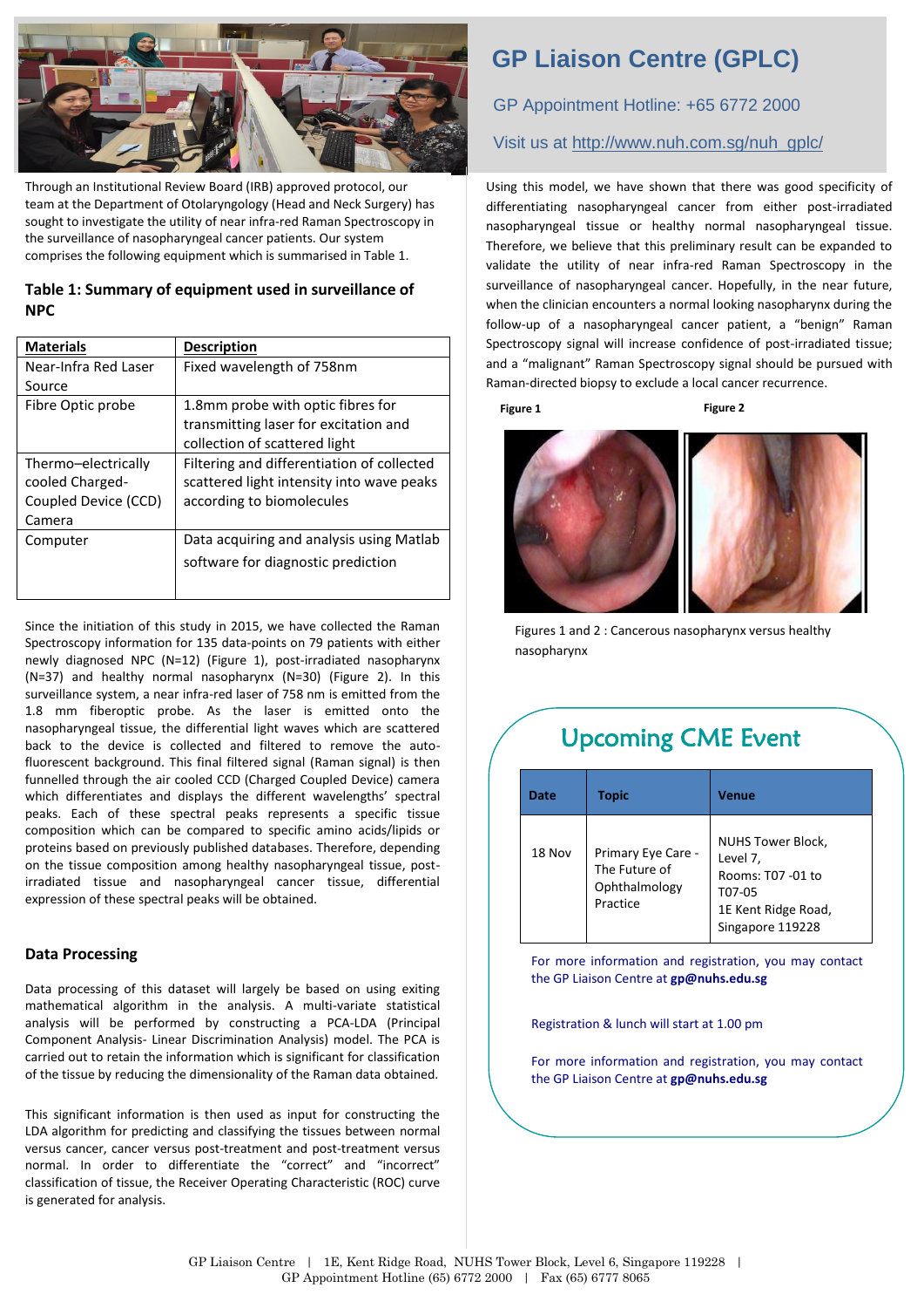Through an Institutional Review Board (IRB) approved protocol, our team at the Department of Otolaryngology (Head and Neck Surgery) has sought to investigate the utility of near infra-red Raman Spectroscopy in the surveillance of nasopharyngeal cancer patients. Our system comprises the following equipment which is summarised in Table 1.

### Table 1: Summary of equipment used in surveillance of NPC

| **Materials** | **Description** |
|---|---|
| Near-Infra Red Laser Source | Fixed wavelength of 758nm |
| Fibre Optic probe | 1.8mm probe with optic fibres for transmitting laser for excitation and collection of scattered light |
| Thermo–electrically cooled Charged-Coupled Device (CCD) Camera | Filtering and differentiation of collected scattered light intensity into wave peaks according to biomolecules |
| Computer | Data acquiring and analysis using Matlab software for diagnostic prediction |

Since the initiation of this study in 2015, we have collected the Raman Spectroscopy information for 135 data-points on 79 patients with either newly diagnosed NPC (N=12) (Figure 1), post-irradiated nasopharynx (N=37) and healthy normal nasopharynx (N=30) (Figure 2). In this surveillance system, a near infra-red laser of 758 nm is emitted from the 1.8 mm fiberoptic probe. As the laser is emitted onto the nasopharyngeal tissue, the differential light waves which are scattered back to the device is collected and filtered to remove the auto-fluorescent background. This final filtered signal (Raman signal) is then funnelled through the air cooled CCD (Charged Coupled Device) camera which differentiates and displays the different wavelengths' spectral peaks. Each of these spectral peaks represents a specific tissue composition which can be compared to specific amino acids/lipids or proteins based on previously published databases. Therefore, depending on the tissue composition among healthy nasopharyngeal tissue, post-irradiated tissue and nasopharyngeal cancer tissue, differential expression of these spectral peaks will be obtained.

### Data Processing

Data processing of this dataset will largely be based on using exiting mathematical algorithm in the analysis. A multi-variate statistical analysis will be performed by constructing a PCA-LDA (Principal Component Analysis- Linear Discrimination Analysis) model. The PCA is carried out to retain the information which is significant for classification of the tissue by reducing the dimensionality of the Raman data obtained.

This significant information is then used as input for constructing the LDA algorithm for predicting and classifying the tissues between normal versus cancer, cancer versus post-treatment and post-treatment versus normal. In order to differentiate the "correct" and "incorrect" classification of tissue, the Receiver Operating Characteristic (ROC) curve is generated for analysis.

## GP Liaison Centre (GPLC)

GP Appointment Hotline: +65 6772 2000

Visit us at http://www.nuh.com.sg/nuh_gplc/

Using this model, we have shown that there was good specificity of differentiating nasopharyngeal cancer from either post-irradiated nasopharyngeal tissue or healthy normal nasopharyngeal tissue. Therefore, we believe that this preliminary result can be expanded to validate the utility of near infra-red Raman Spectroscopy in the surveillance of nasopharyngeal cancer. Hopefully, in the near future, when the clinician encounters a normal looking nasopharynx during the follow-up of a nasopharyngeal cancer patient, a "benign" Raman Spectroscopy signal will increase confidence of post-irradiated tissue; and a "malignant" Raman Spectroscopy signal should be pursued with Raman-directed biopsy to exclude a local cancer recurrence.

**Figure 1** **Figure 2**

Figures 1 and 2 : Cancerous nasopharynx versus healthy nasopharynx

## Upcoming CME Event

| **Date** | **Topic** | **Venue** |
|---|---|---|
| 18 Nov | Primary Eye Care - The Future of Ophthalmology Practice | NUHS Tower Block, Level 7, Rooms: T07 -01 to T07-05 1E Kent Ridge Road, Singapore 119228 |

For more information and registration, you may contact the GP Liaison Centre at **gp@nuhs.edu.sg**

Registration & lunch will start at 1.00 pm

For more information and registration, you may contact the GP Liaison Centre at **gp@nuhs.edu.sg**

GP Liaison Centre | 1E, Kent Ridge Road, NUHS Tower Block, Level 6, Singapore 119228 | GP Appointment Hotline (65) 6772 2000 | Fax (65) 6777 8065